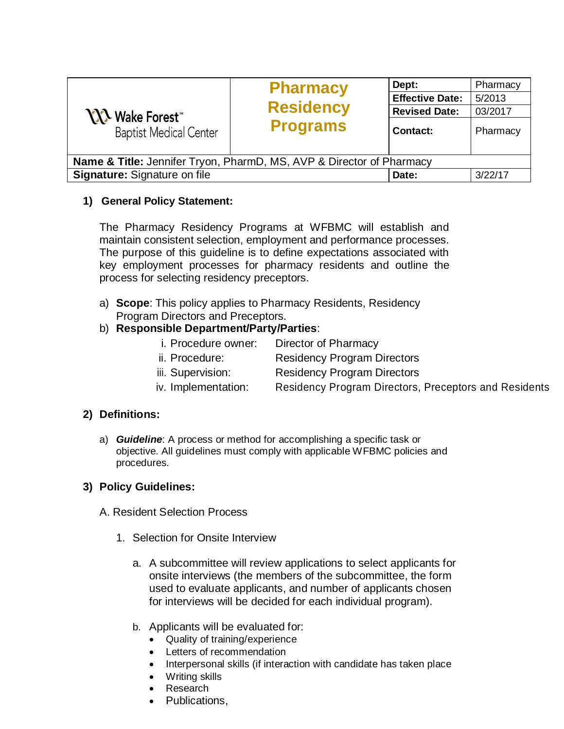| Wake Forest™ Baptist Medical Center | Pharmacy Residency Programs | Dept: | Pharmacy |
|---|---|---|---|
| | | Effective Date: | 5/2013 |
| | | Revised Date: | 03/2017 |
| | | Contact: | Pharmacy |
| **Name & Title:** Jennifer Tryon, PharmD, MS, AVP & Director of Pharmacy | | | |
| **Signature:** Signature on file | | **Date:** | 3/22/17 |

## 1) General Policy Statement:

The Pharmacy Residency Programs at WFBMC will establish and maintain consistent selection, employment and performance processes. The purpose of this guideline is to define expectations associated with key employment processes for pharmacy residents and outline the process for selecting residency preceptors.

a) **Scope**: This policy applies to Pharmacy Residents, Residency Program Directors and Preceptors.

b) **Responsible Department/Party/Parties**:

   i. Procedure owner: Director of Pharmacy
   ii. Procedure: Residency Program Directors
   iii. Supervision: Residency Program Directors
   iv. Implementation: Residency Program Directors, Preceptors and Residents

## 2) Definitions:

a) ***Guideline***: A process or method for accomplishing a specific task or objective. All guidelines must comply with applicable WFBMC policies and procedures.

## 3) Policy Guidelines:

A. Resident Selection Process

1. Selection for Onsite Interview

   a. A subcommittee will review applications to select applicants for onsite interviews (the members of the subcommittee, the form used to evaluate applicants, and number of applicants chosen for interviews will be decided for each individual program).

   b. Applicants will be evaluated for:
      - Quality of training/experience
      - Letters of recommendation
      - Interpersonal skills (if interaction with candidate has taken place
      - Writing skills
      - Research
      - Publications,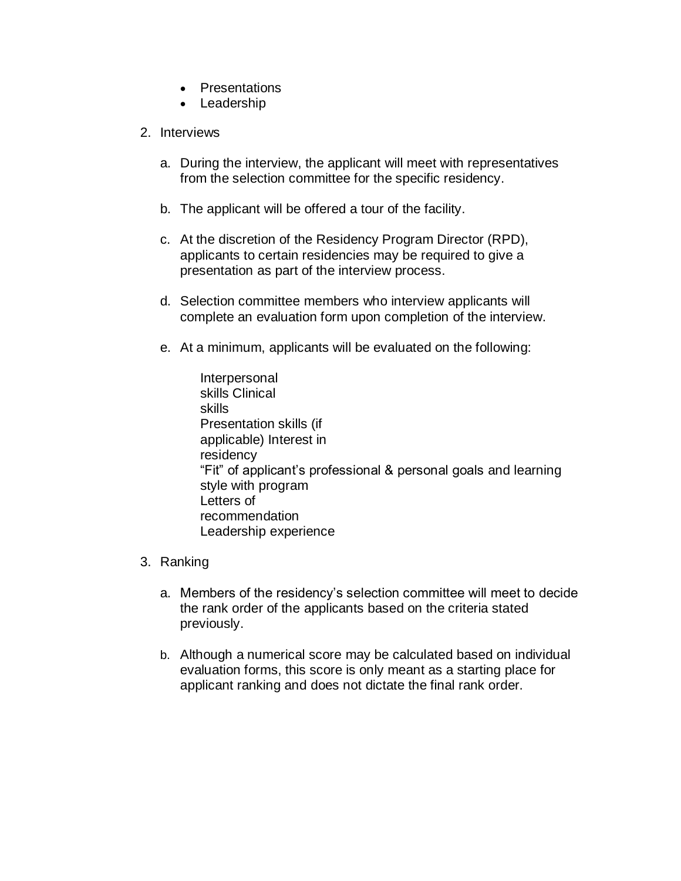- Presentations
- Leadership

2. Interviews

   a. During the interview, the applicant will meet with representatives from the selection committee for the specific residency.

   b. The applicant will be offered a tour of the facility.

   c. At the discretion of the Residency Program Director (RPD), applicants to certain residencies may be required to give a presentation as part of the interview process.

   d. Selection committee members who interview applicants will complete an evaluation form upon completion of the interview.

   e. At a minimum, applicants will be evaluated on the following:

      Interpersonal skills
      Clinical skills
      Presentation skills (if applicable)
      Interest in residency
      "Fit" of applicant's professional & personal goals and learning style with program
      Letters of recommendation
      Leadership experience

3. Ranking

   a. Members of the residency's selection committee will meet to decide the rank order of the applicants based on the criteria stated previously.

   b. Although a numerical score may be calculated based on individual evaluation forms, this score is only meant as a starting place for applicant ranking and does not dictate the final rank order.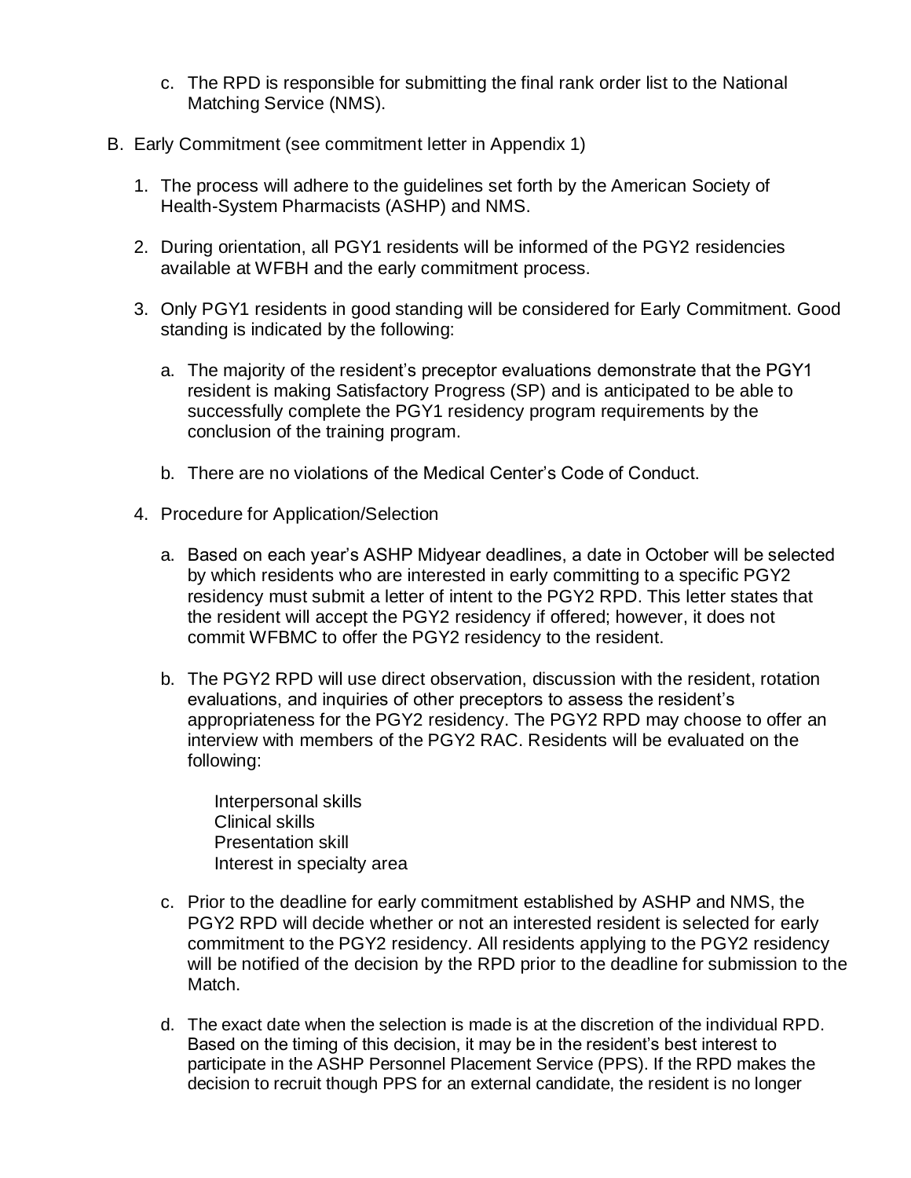c. The RPD is responsible for submitting the final rank order list to the National Matching Service (NMS).

B. Early Commitment (see commitment letter in Appendix 1)

1. The process will adhere to the guidelines set forth by the American Society of Health-System Pharmacists (ASHP) and NMS.

2. During orientation, all PGY1 residents will be informed of the PGY2 residencies available at WFBH and the early commitment process.

3. Only PGY1 residents in good standing will be considered for Early Commitment. Good standing is indicated by the following:

   a. The majority of the resident's preceptor evaluations demonstrate that the PGY1 resident is making Satisfactory Progress (SP) and is anticipated to be able to successfully complete the PGY1 residency program requirements by the conclusion of the training program.

   b. There are no violations of the Medical Center's Code of Conduct.

4. Procedure for Application/Selection

   a. Based on each year's ASHP Midyear deadlines, a date in October will be selected by which residents who are interested in early committing to a specific PGY2 residency must submit a letter of intent to the PGY2 RPD. This letter states that the resident will accept the PGY2 residency if offered; however, it does not commit WFBMC to offer the PGY2 residency to the resident.

   b. The PGY2 RPD will use direct observation, discussion with the resident, rotation evaluations, and inquiries of other preceptors to assess the resident's appropriateness for the PGY2 residency. The PGY2 RPD may choose to offer an interview with members of the PGY2 RAC. Residents will be evaluated on the following:

      Interpersonal skills
      Clinical skills
      Presentation skill
      Interest in specialty area

   c. Prior to the deadline for early commitment established by ASHP and NMS, the PGY2 RPD will decide whether or not an interested resident is selected for early commitment to the PGY2 residency. All residents applying to the PGY2 residency will be notified of the decision by the RPD prior to the deadline for submission to the Match.

   d. The exact date when the selection is made is at the discretion of the individual RPD. Based on the timing of this decision, it may be in the resident's best interest to participate in the ASHP Personnel Placement Service (PPS). If the RPD makes the decision to recruit though PPS for an external candidate, the resident is no longer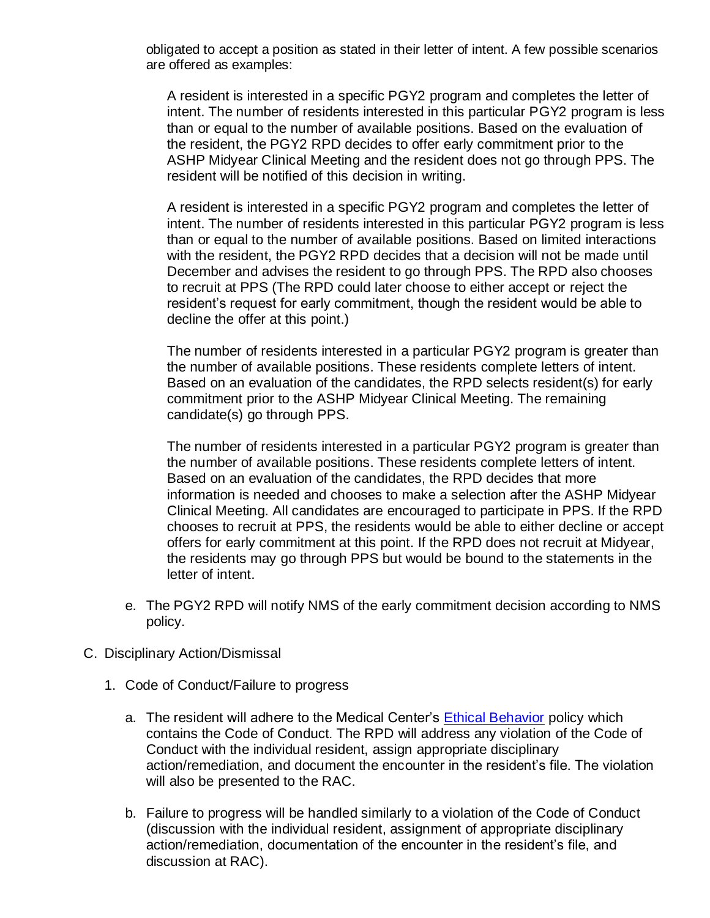obligated to accept a position as stated in their letter of intent. A few possible scenarios are offered as examples:

A resident is interested in a specific PGY2 program and completes the letter of intent. The number of residents interested in this particular PGY2 program is less than or equal to the number of available positions. Based on the evaluation of the resident, the PGY2 RPD decides to offer early commitment prior to the ASHP Midyear Clinical Meeting and the resident does not go through PPS. The resident will be notified of this decision in writing.

A resident is interested in a specific PGY2 program and completes the letter of intent. The number of residents interested in this particular PGY2 program is less than or equal to the number of available positions. Based on limited interactions with the resident, the PGY2 RPD decides that a decision will not be made until December and advises the resident to go through PPS. The RPD also chooses to recruit at PPS (The RPD could later choose to either accept or reject the resident's request for early commitment, though the resident would be able to decline the offer at this point.)

The number of residents interested in a particular PGY2 program is greater than the number of available positions. These residents complete letters of intent. Based on an evaluation of the candidates, the RPD selects resident(s) for early commitment prior to the ASHP Midyear Clinical Meeting. The remaining candidate(s) go through PPS.

The number of residents interested in a particular PGY2 program is greater than the number of available positions. These residents complete letters of intent. Based on an evaluation of the candidates, the RPD decides that more information is needed and chooses to make a selection after the ASHP Midyear Clinical Meeting. All candidates are encouraged to participate in PPS. If the RPD chooses to recruit at PPS, the residents would be able to either decline or accept offers for early commitment at this point. If the RPD does not recruit at Midyear, the residents may go through PPS but would be bound to the statements in the letter of intent.

e. The PGY2 RPD will notify NMS of the early commitment decision according to NMS policy.

C. Disciplinary Action/Dismissal

1. Code of Conduct/Failure to progress

   a. The resident will adhere to the Medical Center's Ethical Behavior policy which contains the Code of Conduct. The RPD will address any violation of the Code of Conduct with the individual resident, assign appropriate disciplinary action/remediation, and document the encounter in the resident's file. The violation will also be presented to the RAC.

   b. Failure to progress will be handled similarly to a violation of the Code of Conduct (discussion with the individual resident, assignment of appropriate disciplinary action/remediation, documentation of the encounter in the resident's file, and discussion at RAC).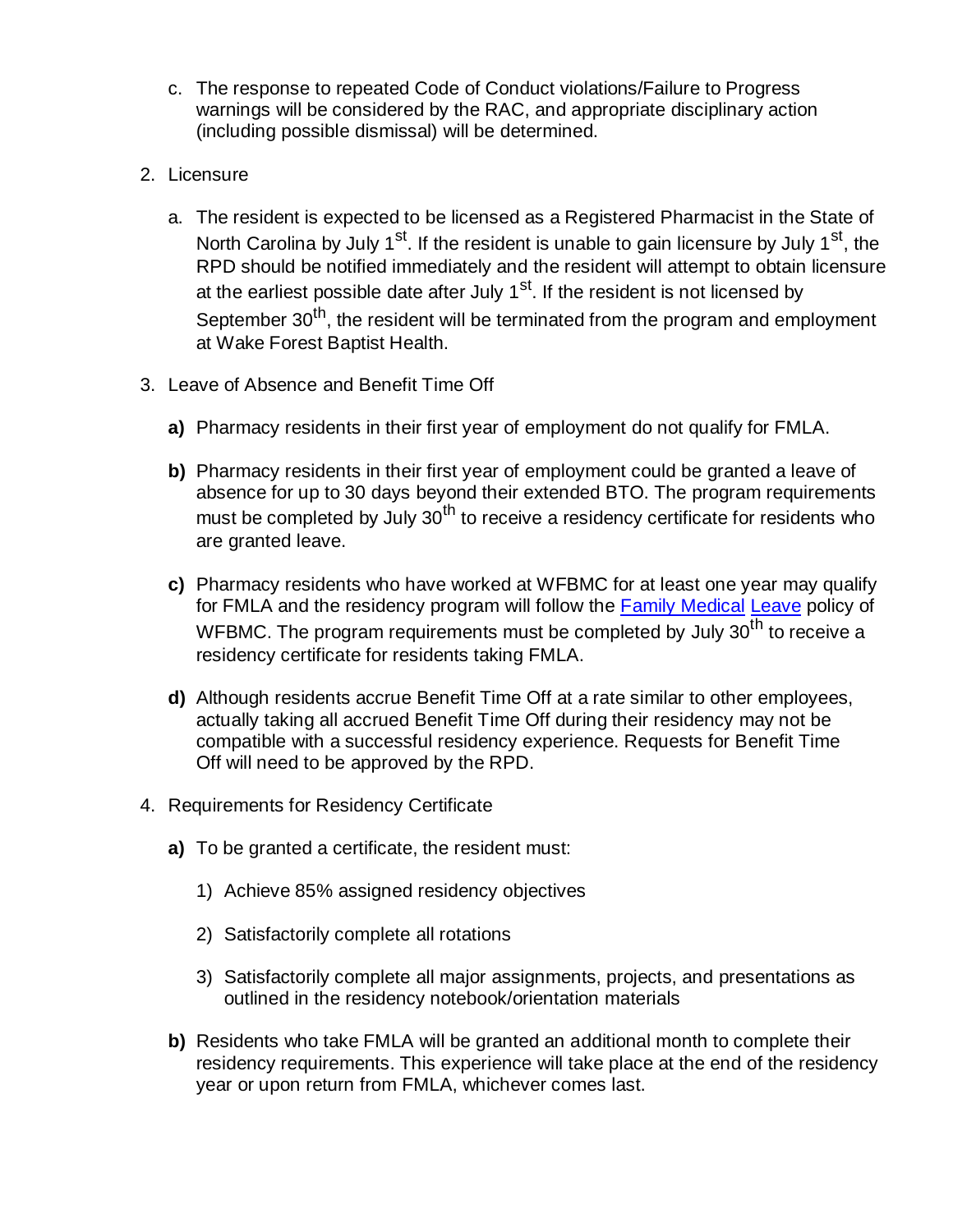c. The response to repeated Code of Conduct violations/Failure to Progress warnings will be considered by the RAC, and appropriate disciplinary action (including possible dismissal) will be determined.

2. Licensure

   a. The resident is expected to be licensed as a Registered Pharmacist in the State of North Carolina by July 1st. If the resident is unable to gain licensure by July 1st, the RPD should be notified immediately and the resident will attempt to obtain licensure at the earliest possible date after July 1st. If the resident is not licensed by September 30th, the resident will be terminated from the program and employment at Wake Forest Baptist Health.

3. Leave of Absence and Benefit Time Off

   **a)** Pharmacy residents in their first year of employment do not qualify for FMLA.

   **b)** Pharmacy residents in their first year of employment could be granted a leave of absence for up to 30 days beyond their extended BTO. The program requirements must be completed by July 30th to receive a residency certificate for residents who are granted leave.

   **c)** Pharmacy residents who have worked at WFBMC for at least one year may qualify for FMLA and the residency program will follow the Family Medical Leave policy of WFBMC. The program requirements must be completed by July 30th to receive a residency certificate for residents taking FMLA.

   **d)** Although residents accrue Benefit Time Off at a rate similar to other employees, actually taking all accrued Benefit Time Off during their residency may not be compatible with a successful residency experience. Requests for Benefit Time Off will need to be approved by the RPD.

4. Requirements for Residency Certificate

   **a)** To be granted a certificate, the resident must:

      1) Achieve 85% assigned residency objectives

      2) Satisfactorily complete all rotations

      3) Satisfactorily complete all major assignments, projects, and presentations as outlined in the residency notebook/orientation materials

   **b)** Residents who take FMLA will be granted an additional month to complete their residency requirements. This experience will take place at the end of the residency year or upon return from FMLA, whichever comes last.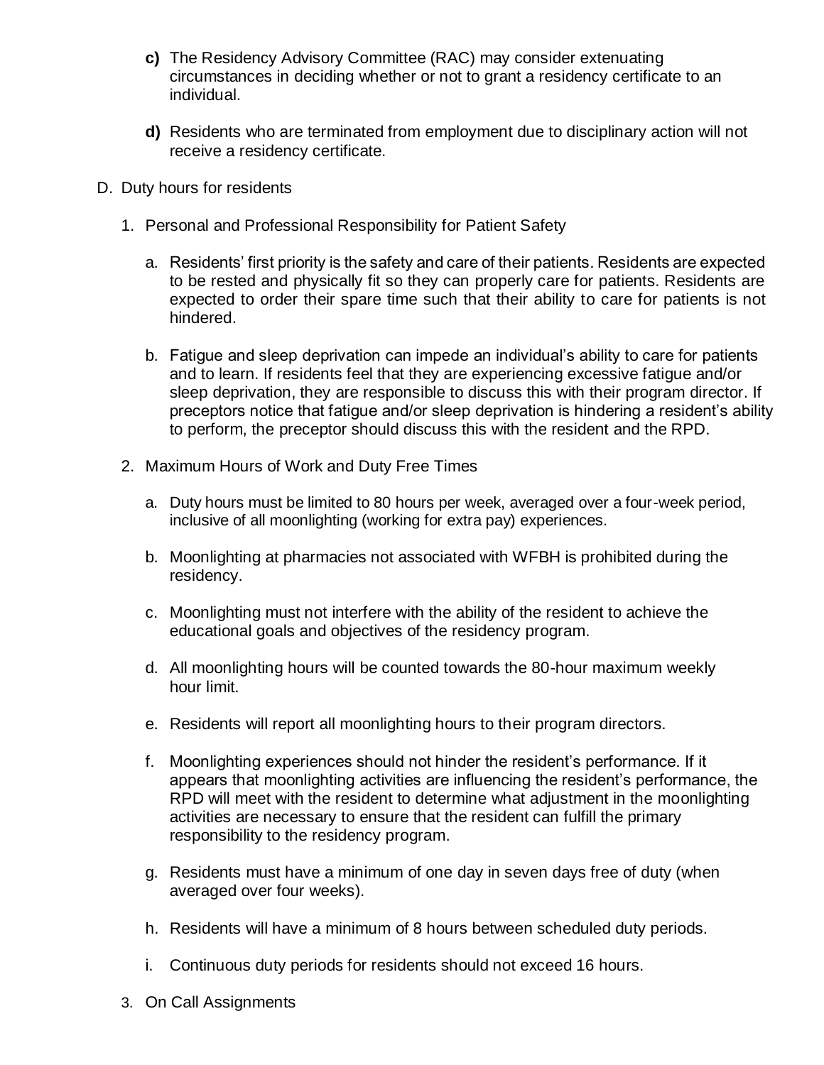**c)** The Residency Advisory Committee (RAC) may consider extenuating circumstances in deciding whether or not to grant a residency certificate to an individual.

**d)** Residents who are terminated from employment due to disciplinary action will not receive a residency certificate.

D. Duty hours for residents

1. Personal and Professional Responsibility for Patient Safety

    a. Residents' first priority is the safety and care of their patients. Residents are expected to be rested and physically fit so they can properly care for patients. Residents are expected to order their spare time such that their ability to care for patients is not hindered.

    b. Fatigue and sleep deprivation can impede an individual's ability to care for patients and to learn. If residents feel that they are experiencing excessive fatigue and/or sleep deprivation, they are responsible to discuss this with their program director. If preceptors notice that fatigue and/or sleep deprivation is hindering a resident's ability to perform, the preceptor should discuss this with the resident and the RPD.

2. Maximum Hours of Work and Duty Free Times

    a. Duty hours must be limited to 80 hours per week, averaged over a four-week period, inclusive of all moonlighting (working for extra pay) experiences.

    b. Moonlighting at pharmacies not associated with WFBH is prohibited during the residency.

    c. Moonlighting must not interfere with the ability of the resident to achieve the educational goals and objectives of the residency program.

    d. All moonlighting hours will be counted towards the 80-hour maximum weekly hour limit.

    e. Residents will report all moonlighting hours to their program directors.

    f. Moonlighting experiences should not hinder the resident's performance. If it appears that moonlighting activities are influencing the resident's performance, the RPD will meet with the resident to determine what adjustment in the moonlighting activities are necessary to ensure that the resident can fulfill the primary responsibility to the residency program.

    g. Residents must have a minimum of one day in seven days free of duty (when averaged over four weeks).

    h. Residents will have a minimum of 8 hours between scheduled duty periods.

    i. Continuous duty periods for residents should not exceed 16 hours.

3. On Call Assignments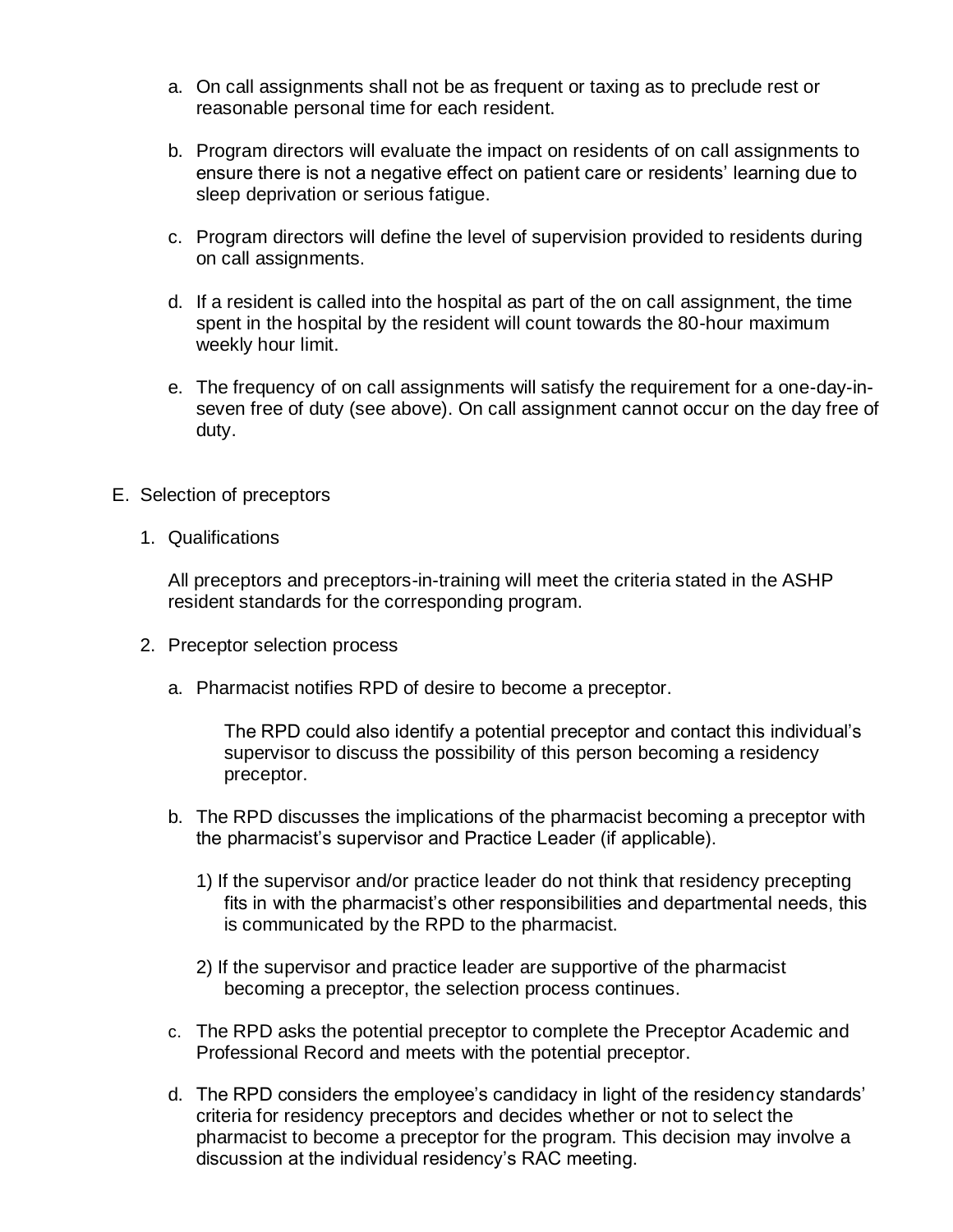a. On call assignments shall not be as frequent or taxing as to preclude rest or reasonable personal time for each resident.

b. Program directors will evaluate the impact on residents of on call assignments to ensure there is not a negative effect on patient care or residents' learning due to sleep deprivation or serious fatigue.

c. Program directors will define the level of supervision provided to residents during on call assignments.

d. If a resident is called into the hospital as part of the on call assignment, the time spent in the hospital by the resident will count towards the 80-hour maximum weekly hour limit.

e. The frequency of on call assignments will satisfy the requirement for a one-day-in-seven free of duty (see above). On call assignment cannot occur on the day free of duty.

E. Selection of preceptors

1. Qualifications

   All preceptors and preceptors-in-training will meet the criteria stated in the ASHP resident standards for the corresponding program.

2. Preceptor selection process

   a. Pharmacist notifies RPD of desire to become a preceptor.

      The RPD could also identify a potential preceptor and contact this individual's supervisor to discuss the possibility of this person becoming a residency preceptor.

   b. The RPD discusses the implications of the pharmacist becoming a preceptor with the pharmacist's supervisor and Practice Leader (if applicable).

      1) If the supervisor and/or practice leader do not think that residency precepting fits in with the pharmacist's other responsibilities and departmental needs, this is communicated by the RPD to the pharmacist.

      2) If the supervisor and practice leader are supportive of the pharmacist becoming a preceptor, the selection process continues.

   c. The RPD asks the potential preceptor to complete the Preceptor Academic and Professional Record and meets with the potential preceptor.

   d. The RPD considers the employee's candidacy in light of the residency standards' criteria for residency preceptors and decides whether or not to select the pharmacist to become a preceptor for the program. This decision may involve a discussion at the individual residency's RAC meeting.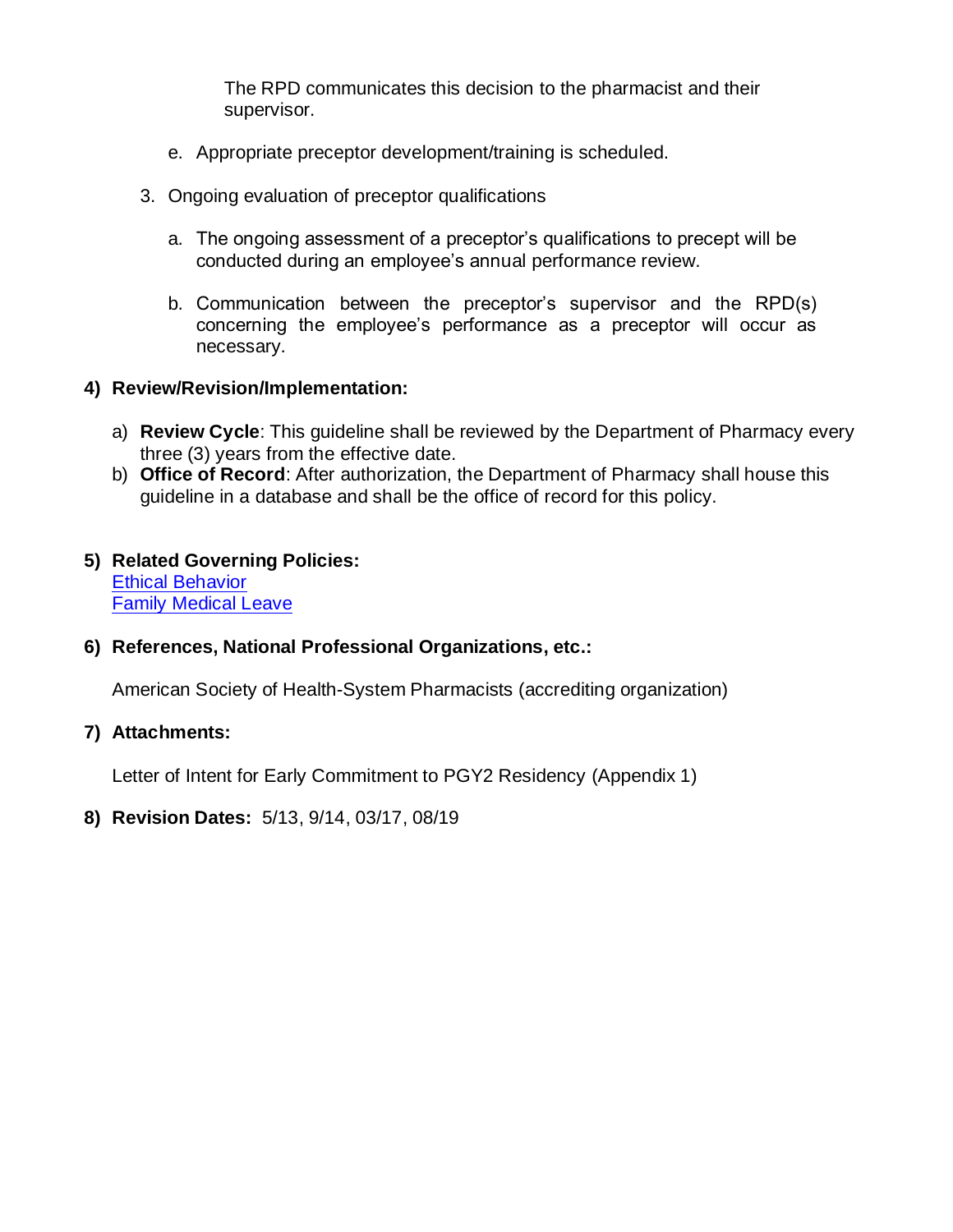The RPD communicates this decision to the pharmacist and their supervisor.

e. Appropriate preceptor development/training is scheduled.

3. Ongoing evaluation of preceptor qualifications

   a. The ongoing assessment of a preceptor's qualifications to precept will be conducted during an employee's annual performance review.

   b. Communication between the preceptor's supervisor and the RPD(s) concerning the employee's performance as a preceptor will occur as necessary.

**4) Review/Revision/Implementation:**

a) **Review Cycle**: This guideline shall be reviewed by the Department of Pharmacy every three (3) years from the effective date.
b) **Office of Record**: After authorization, the Department of Pharmacy shall house this guideline in a database and shall be the office of record for this policy.

**5) Related Governing Policies:**

Ethical Behavior
Family Medical Leave

**6) References, National Professional Organizations, etc.:**

American Society of Health-System Pharmacists (accrediting organization)

**7) Attachments:**

Letter of Intent for Early Commitment to PGY2 Residency (Appendix 1)

**8) Revision Dates:** 5/13, 9/14, 03/17, 08/19